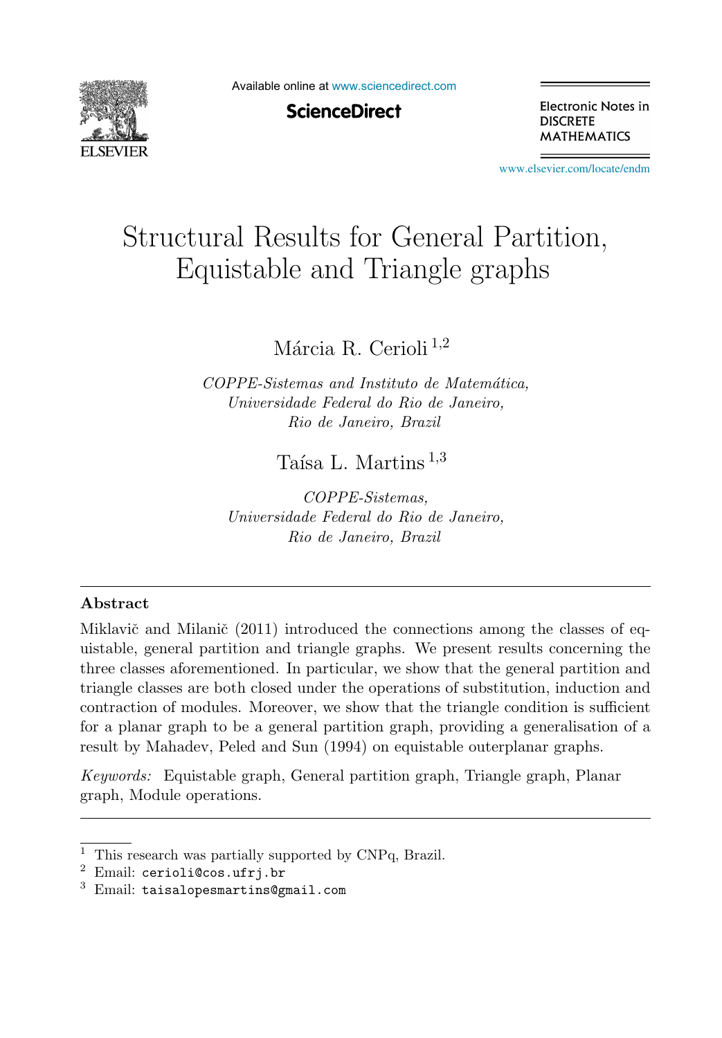# Structural Results for General Partition, Equistable and Triangle graphs

Márcia R. Cerioli [1,2]

*COPPE-Sistemas and Instituto de Matemática,*
*Universidade Federal do Rio de Janeiro,*
*Rio de Janeiro, Brazil*

Taísa L. Martins [1,3]

*COPPE-Sistemas,*
*Universidade Federal do Rio de Janeiro,*
*Rio de Janeiro, Brazil*

## Abstract

Miklavič and Milanič (2011) introduced the connections among the classes of equistable, general partition and triangle graphs. We present results concerning the three classes aforementioned. In particular, we show that the general partition and triangle classes are both closed under the operations of substitution, induction and contraction of modules. Moreover, we show that the triangle condition is sufficient for a planar graph to be a general partition graph, providing a generalisation of a result by Mahadev, Peled and Sun (1994) on equistable outerplanar graphs.

*Keywords:* Equistable graph, General partition graph, Triangle graph, Planar graph, Module operations.

---

[1] This research was partially supported by CNPq, Brazil.

[2] Email: `cerioli@cos.ufrj.br`

[3] Email: `taisalopesmartins@gmail.com`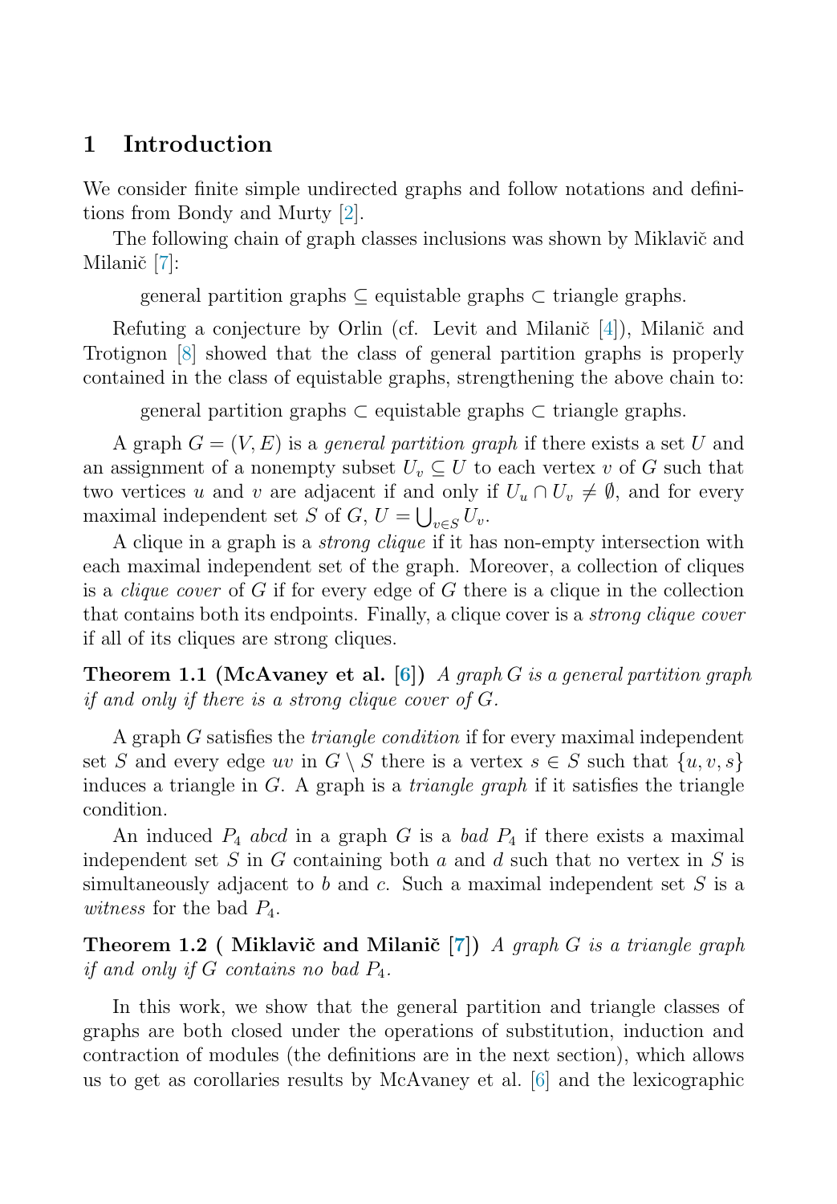## 1 Introduction

We consider finite simple undirected graphs and follow notations and definitions from Bondy and Murty [2].

The following chain of graph classes inclusions was shown by Miklavič and Milanič [7]:

general partition graphs $\subseteq$ equistable graphs $\subset$ triangle graphs.

Refuting a conjecture by Orlin (cf. Levit and Milanič [4]), Milanič and Trotignon [8] showed that the class of general partition graphs is properly contained in the class of equistable graphs, strengthening the above chain to:

general partition graphs $\subset$ equistable graphs $\subset$ triangle graphs.

A graph $G = (V, E)$ is a *general partition graph* if there exists a set $U$ and an assignment of a nonempty subset $U_v \subseteq U$ to each vertex $v$ of $G$ such that two vertices $u$ and $v$ are adjacent if and only if $U_u \cap U_v \neq \emptyset$, and for every maximal independent set $S$ of $G$, $U = \bigcup_{v \in S} U_v$.

A clique in a graph is a *strong clique* if it has non-empty intersection with each maximal independent set of the graph. Moreover, a collection of cliques is a *clique cover* of $G$ if for every edge of $G$ there is a clique in the collection that contains both its endpoints. Finally, a clique cover is a *strong clique cover* if all of its cliques are strong cliques.

**Theorem 1.1 (McAvaney et al. [6])** *A graph $G$ is a general partition graph if and only if there is a strong clique cover of $G$.*

A graph $G$ satisfies the *triangle condition* if for every maximal independent set $S$ and every edge $uv$ in $G \setminus S$ there is a vertex $s \in S$ such that $\{u, v, s\}$ induces a triangle in $G$. A graph is a *triangle graph* if it satisfies the triangle condition.

An induced $P_4$ $abcd$ in a graph $G$ is a *bad* $P_4$ if there exists a maximal independent set $S$ in $G$ containing both $a$ and $d$ such that no vertex in $S$ is simultaneously adjacent to $b$ and $c$. Such a maximal independent set $S$ is a *witness* for the bad $P_4$.

**Theorem 1.2 ( Miklavič and Milanič [7])** *A graph $G$ is a triangle graph if and only if $G$ contains no bad $P_4$.*

In this work, we show that the general partition and triangle classes of graphs are both closed under the operations of substitution, induction and contraction of modules (the definitions are in the next section), which allows us to get as corollaries results by McAvaney et al. [6] and the lexicographic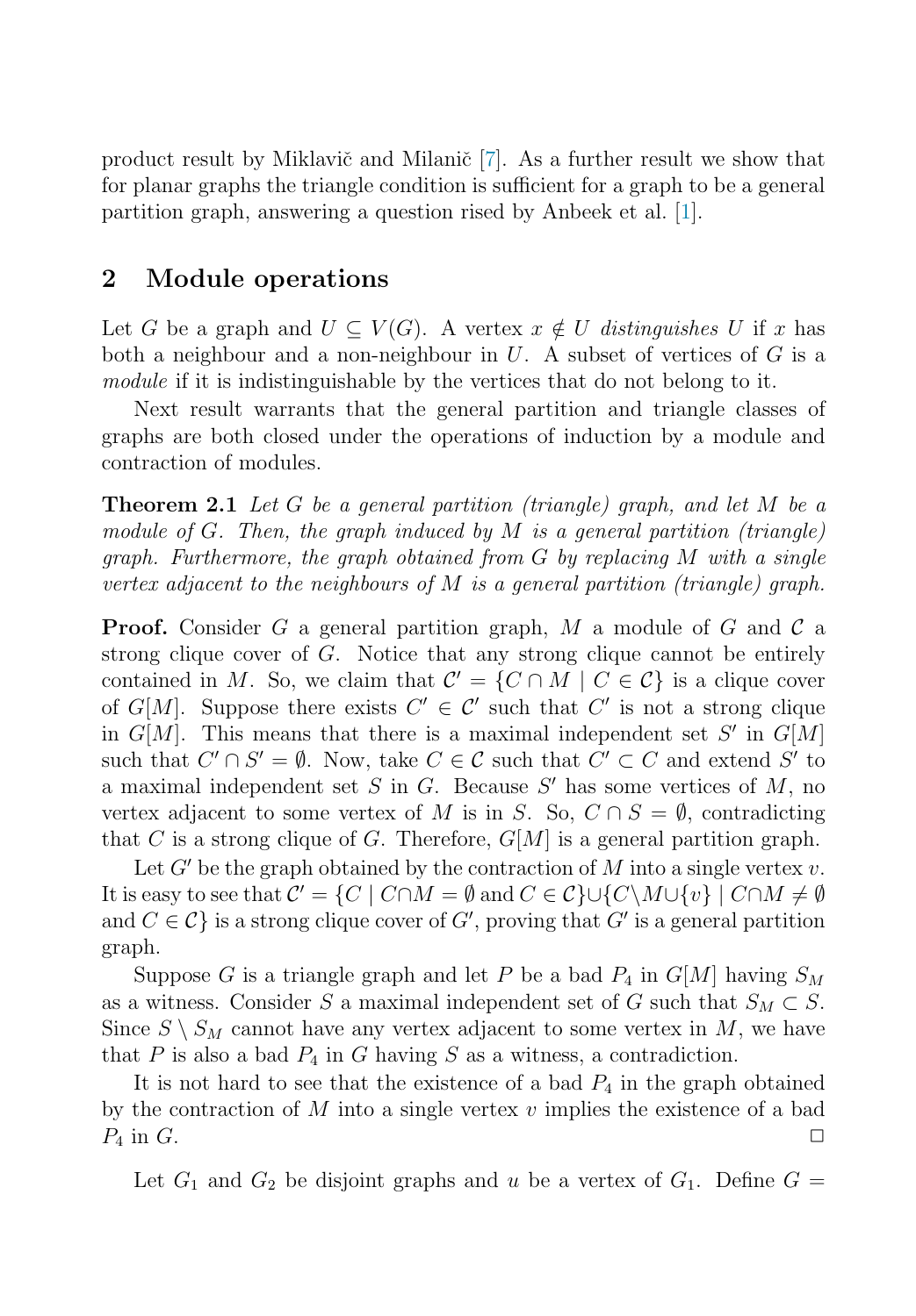product result by Miklavič and Milanič [7]. As a further result we show that for planar graphs the triangle condition is sufficient for a graph to be a general partition graph, answering a question rised by Anbeek et al. [1].

## 2 Module operations

Let $G$ be a graph and $U \subseteq V(G)$. A vertex $x \notin U$ *distinguishes* $U$ if $x$ has both a neighbour and a non-neighbour in $U$. A subset of vertices of $G$ is a *module* if it is indistinguishable by the vertices that do not belong to it.

Next result warrants that the general partition and triangle classes of graphs are both closed under the operations of induction by a module and contraction of modules.

**Theorem 2.1** *Let $G$ be a general partition (triangle) graph, and let $M$ be a module of $G$. Then, the graph induced by $M$ is a general partition (triangle) graph. Furthermore, the graph obtained from $G$ by replacing $M$ with a single vertex adjacent to the neighbours of $M$ is a general partition (triangle) graph.*

**Proof.** Consider $G$ a general partition graph, $M$ a module of $G$ and $\mathcal{C}$ a strong clique cover of $G$. Notice that any strong clique cannot be entirely contained in $M$. So, we claim that $\mathcal{C}' = \{C \cap M \mid C \in \mathcal{C}\}$ is a clique cover of $G[M]$. Suppose there exists $C' \in \mathcal{C}'$ such that $C'$ is not a strong clique in $G[M]$. This means that there is a maximal independent set $S'$ in $G[M]$ such that $C' \cap S' = \emptyset$. Now, take $C \in \mathcal{C}$ such that $C' \subset C$ and extend $S'$ to a maximal independent set $S$ in $G$. Because $S'$ has some vertices of $M$, no vertex adjacent to some vertex of $M$ is in $S$. So, $C \cap S = \emptyset$, contradicting that $C$ is a strong clique of $G$. Therefore, $G[M]$ is a general partition graph.

Let $G'$ be the graph obtained by the contraction of $M$ into a single vertex $v$. It is easy to see that $\mathcal{C}' = \{C \mid C \cap M = \emptyset \text{ and } C \in \mathcal{C}\} \cup \{C \setminus M \cup \{v\} \mid C \cap M \neq \emptyset$ and $C \in \mathcal{C}\}$ is a strong clique cover of $G'$, proving that $G'$ is a general partition graph.

Suppose $G$ is a triangle graph and let $P$ be a bad $P_4$ in $G[M]$ having $S_M$ as a witness. Consider $S$ a maximal independent set of $G$ such that $S_M \subset S$. Since $S \setminus S_M$ cannot have any vertex adjacent to some vertex in $M$, we have that $P$ is also a bad $P_4$ in $G$ having $S$ as a witness, a contradiction.

It is not hard to see that the existence of a bad $P_4$ in the graph obtained by the contraction of $M$ into a single vertex $v$ implies the existence of a bad $P_4$ in $G$. $\square$

Let $G_1$ and $G_2$ be disjoint graphs and $u$ be a vertex of $G_1$. Define $G =$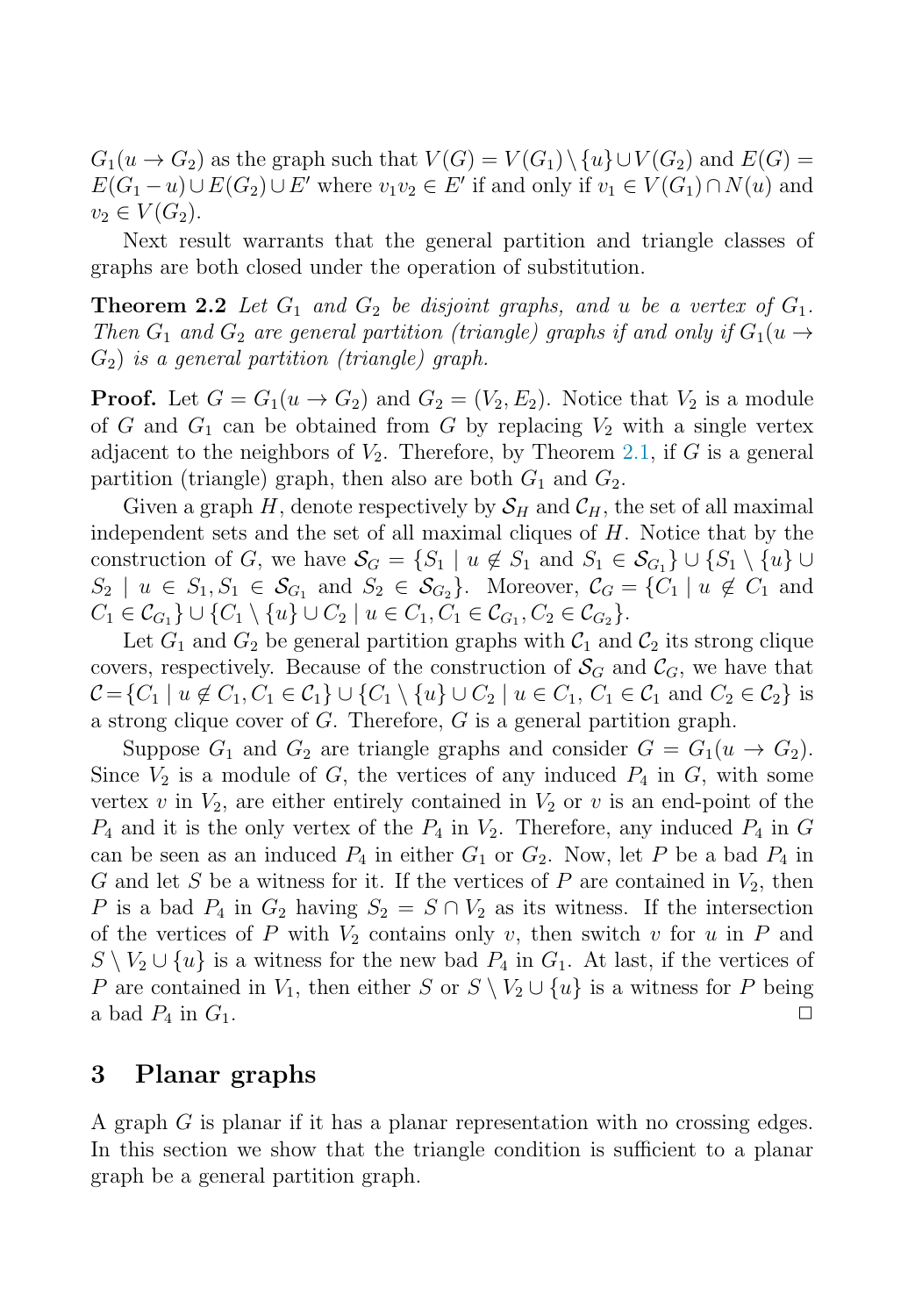$G_1(u \to G_2)$ as the graph such that $V(G) = V(G_1) \setminus \{u\} \cup V(G_2)$ and $E(G) = E(G_1 - u) \cup E(G_2) \cup E'$ where $v_1v_2 \in E'$ if and only if $v_1 \in V(G_1) \cap N(u)$ and $v_2 \in V(G_2)$.

Next result warrants that the general partition and triangle classes of graphs are both closed under the operation of substitution.

**Theorem 2.2** *Let $G_1$ and $G_2$ be disjoint graphs, and $u$ be a vertex of $G_1$. Then $G_1$ and $G_2$ are general partition (triangle) graphs if and only if $G_1(u \to G_2)$ is a general partition (triangle) graph.*

**Proof.** Let $G = G_1(u \to G_2)$ and $G_2 = (V_2, E_2)$. Notice that $V_2$ is a module of $G$ and $G_1$ can be obtained from $G$ by replacing $V_2$ with a single vertex adjacent to the neighbors of $V_2$. Therefore, by Theorem 2.1, if $G$ is a general partition (triangle) graph, then also are both $G_1$ and $G_2$.

Given a graph $H$, denote respectively by $\mathcal{S}_H$ and $\mathcal{C}_H$, the set of all maximal independent sets and the set of all maximal cliques of $H$. Notice that by the construction of $G$, we have $\mathcal{S}_G = \{S_1 \mid u \notin S_1 \text{ and } S_1 \in \mathcal{S}_{G_1}\} \cup \{S_1 \setminus \{u\} \cup S_2 \mid u \in S_1, S_1 \in \mathcal{S}_{G_1} \text{ and } S_2 \in \mathcal{S}_{G_2}\}$. Moreover, $\mathcal{C}_G = \{C_1 \mid u \notin C_1 \text{ and } C_1 \in \mathcal{C}_{G_1}\} \cup \{C_1 \setminus \{u\} \cup C_2 \mid u \in C_1, C_1 \in \mathcal{C}_{G_1}, C_2 \in \mathcal{C}_{G_2}\}$.

Let $G_1$ and $G_2$ be general partition graphs with $\mathcal{C}_1$ and $\mathcal{C}_2$ its strong clique covers, respectively. Because of the construction of $\mathcal{S}_G$ and $\mathcal{C}_G$, we have that $\mathcal{C} = \{C_1 \mid u \notin C_1, C_1 \in \mathcal{C}_1\} \cup \{C_1 \setminus \{u\} \cup C_2 \mid u \in C_1,\ C_1 \in \mathcal{C}_1 \text{ and } C_2 \in \mathcal{C}_2\}$ is a strong clique cover of $G$. Therefore, $G$ is a general partition graph.

Suppose $G_1$ and $G_2$ are triangle graphs and consider $G = G_1(u \to G_2)$. Since $V_2$ is a module of $G$, the vertices of any induced $P_4$ in $G$, with some vertex $v$ in $V_2$, are either entirely contained in $V_2$ or $v$ is an end-point of the $P_4$ and it is the only vertex of the $P_4$ in $V_2$. Therefore, any induced $P_4$ in $G$ can be seen as an induced $P_4$ in either $G_1$ or $G_2$. Now, let $P$ be a bad $P_4$ in $G$ and let $S$ be a witness for it. If the vertices of $P$ are contained in $V_2$, then $P$ is a bad $P_4$ in $G_2$ having $S_2 = S \cap V_2$ as its witness. If the intersection of the vertices of $P$ with $V_2$ contains only $v$, then switch $v$ for $u$ in $P$ and $S \setminus V_2 \cup \{u\}$ is a witness for the new bad $P_4$ in $G_1$. At last, if the vertices of $P$ are contained in $V_1$, then either $S$ or $S \setminus V_2 \cup \{u\}$ is a witness for $P$ being a bad $P_4$ in $G_1$. □

## 3 Planar graphs

A graph $G$ is planar if it has a planar representation with no crossing edges. In this section we show that the triangle condition is sufficient to a planar graph be a general partition graph.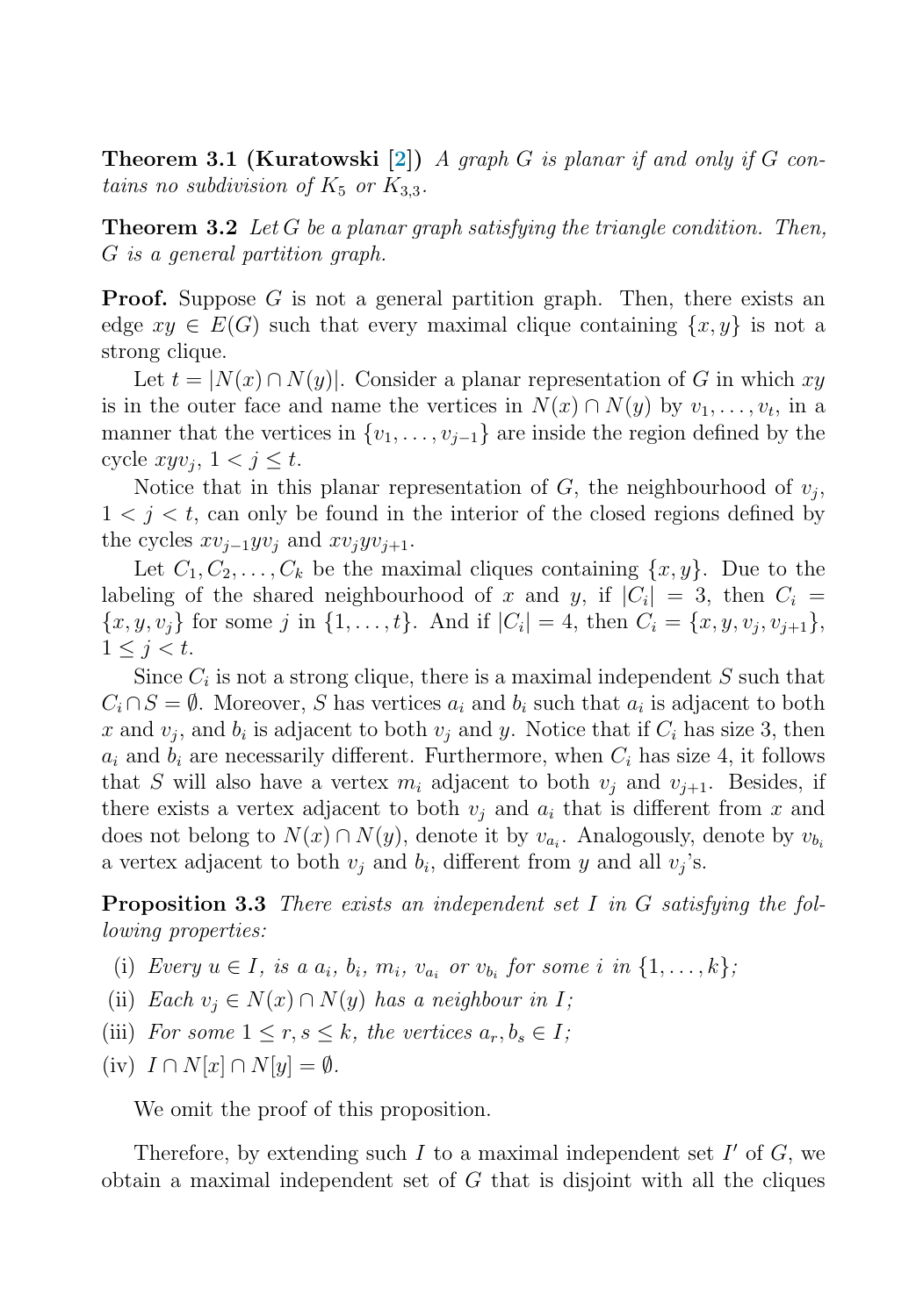**Theorem 3.1 (Kuratowski [2])** *A graph $G$ is planar if and only if $G$ contains no subdivision of $K_5$ or $K_{3,3}$.*

**Theorem 3.2** *Let $G$ be a planar graph satisfying the triangle condition. Then, $G$ is a general partition graph.*

**Proof.** Suppose $G$ is not a general partition graph. Then, there exists an edge $xy \in E(G)$ such that every maximal clique containing $\{x, y\}$ is not a strong clique.

Let $t = |N(x) \cap N(y)|$. Consider a planar representation of $G$ in which $xy$ is in the outer face and name the vertices in $N(x) \cap N(y)$ by $v_1, \ldots, v_t$, in a manner that the vertices in $\{v_1, \ldots, v_{j-1}\}$ are inside the region defined by the cycle $xyv_j$, $1 < j \leq t$.

Notice that in this planar representation of $G$, the neighbourhood of $v_j$, $1 < j < t$, can only be found in the interior of the closed regions defined by the cycles $xv_{j-1}yv_j$ and $xv_jyv_{j+1}$.

Let $C_1, C_2, \ldots, C_k$ be the maximal cliques containing $\{x, y\}$. Due to the labeling of the shared neighbourhood of $x$ and $y$, if $|C_i| = 3$, then $C_i = \{x, y, v_j\}$ for some $j$ in $\{1, \ldots, t\}$. And if $|C_i| = 4$, then $C_i = \{x, y, v_j, v_{j+1}\}$, $1 \leq j < t$.

Since $C_i$ is not a strong clique, there is a maximal independent $S$ such that $C_i \cap S = \emptyset$. Moreover, $S$ has vertices $a_i$ and $b_i$ such that $a_i$ is adjacent to both $x$ and $v_j$, and $b_i$ is adjacent to both $v_j$ and $y$. Notice that if $C_i$ has size 3, then $a_i$ and $b_i$ are necessarily different. Furthermore, when $C_i$ has size 4, it follows that $S$ will also have a vertex $m_i$ adjacent to both $v_j$ and $v_{j+1}$. Besides, if there exists a vertex adjacent to both $v_j$ and $a_i$ that is different from $x$ and does not belong to $N(x) \cap N(y)$, denote it by $v_{a_i}$. Analogously, denote by $v_{b_i}$ a vertex adjacent to both $v_j$ and $b_i$, different from $y$ and all $v_j$'s.

**Proposition 3.3** *There exists an independent set $I$ in $G$ satisfying the following properties:*

- (i) *Every $u \in I$, is a $a_i$, $b_i$, $m_i$, $v_{a_i}$ or $v_{b_i}$ for some $i$ in $\{1, \ldots, k\}$;*
- (ii) *Each $v_j \in N(x) \cap N(y)$ has a neighbour in $I$;*
- (iii) *For some $1 \leq r, s \leq k$, the vertices $a_r, b_s \in I$;*
- (iv) *$I \cap N[x] \cap N[y] = \emptyset$.*

We omit the proof of this proposition.

Therefore, by extending such $I$ to a maximal independent set $I'$ of $G$, we obtain a maximal independent set of $G$ that is disjoint with all the cliques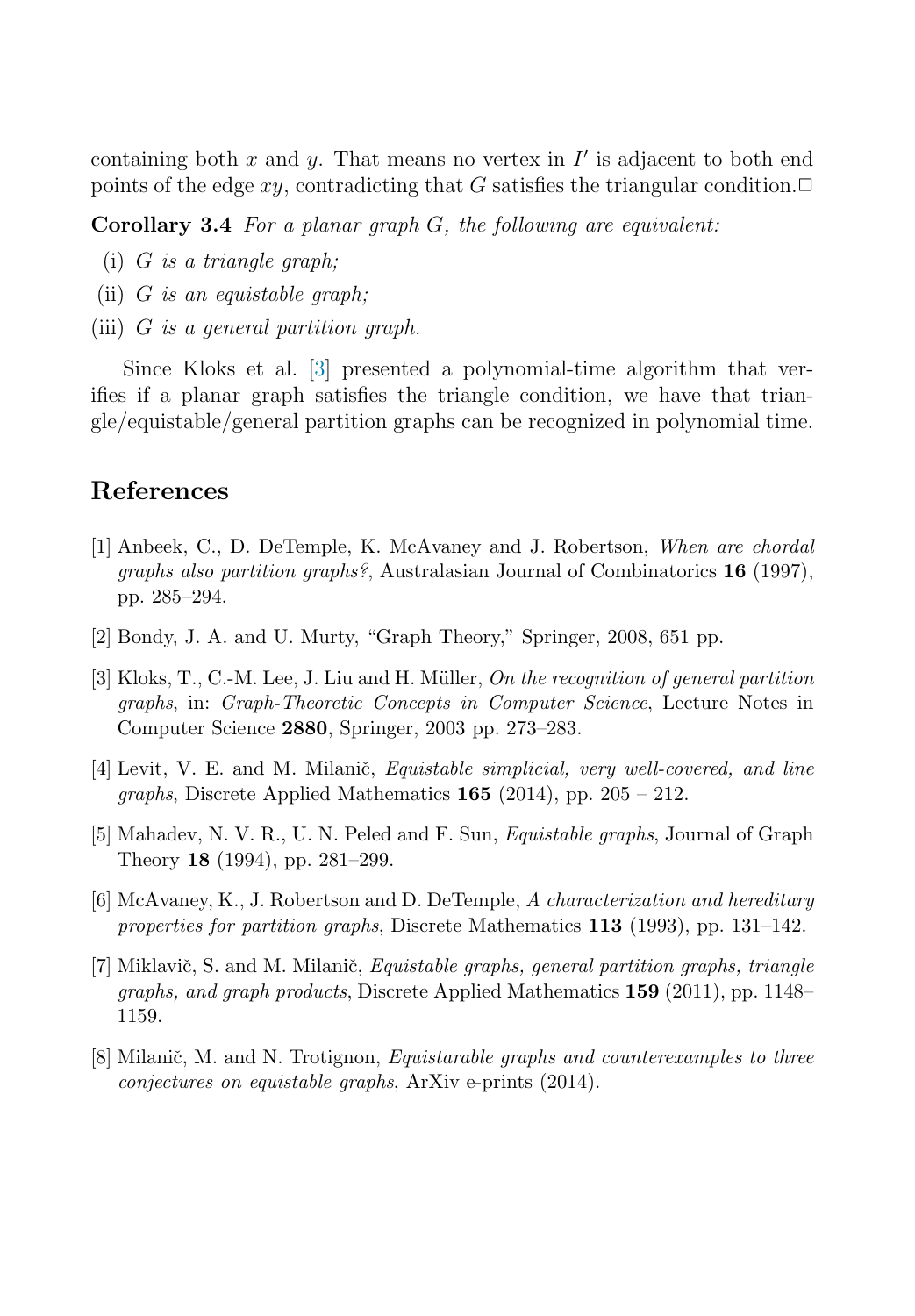containing both $x$ and $y$. That means no vertex in $I'$ is adjacent to both end points of the edge $xy$, contradicting that $G$ satisfies the triangular condition.□

**Corollary 3.4** *For a planar graph $G$, the following are equivalent:*

(i) *$G$ is a triangle graph;*

(ii) *$G$ is an equistable graph;*

(iii) *$G$ is a general partition graph.*

Since Kloks et al. [3] presented a polynomial-time algorithm that verifies if a planar graph satisfies the triangle condition, we have that triangle/equistable/general partition graphs can be recognized in polynomial time.

## References

[1] Anbeek, C., D. DeTemple, K. McAvaney and J. Robertson, *When are chordal graphs also partition graphs?*, Australasian Journal of Combinatorics **16** (1997), pp. 285–294.

[2] Bondy, J. A. and U. Murty, "Graph Theory," Springer, 2008, 651 pp.

[3] Kloks, T., C.-M. Lee, J. Liu and H. Müller, *On the recognition of general partition graphs*, in: *Graph-Theoretic Concepts in Computer Science*, Lecture Notes in Computer Science **2880**, Springer, 2003 pp. 273–283.

[4] Levit, V. E. and M. Milanič, *Equistable simplicial, very well-covered, and line graphs*, Discrete Applied Mathematics **165** (2014), pp. 205 – 212.

[5] Mahadev, N. V. R., U. N. Peled and F. Sun, *Equistable graphs*, Journal of Graph Theory **18** (1994), pp. 281–299.

[6] McAvaney, K., J. Robertson and D. DeTemple, *A characterization and hereditary properties for partition graphs*, Discrete Mathematics **113** (1993), pp. 131–142.

[7] Miklavič, S. and M. Milanič, *Equistable graphs, general partition graphs, triangle graphs, and graph products*, Discrete Applied Mathematics **159** (2011), pp. 1148–1159.

[8] Milanič, M. and N. Trotignon, *Equistarable graphs and counterexamples to three conjectures on equistable graphs*, ArXiv e-prints (2014).